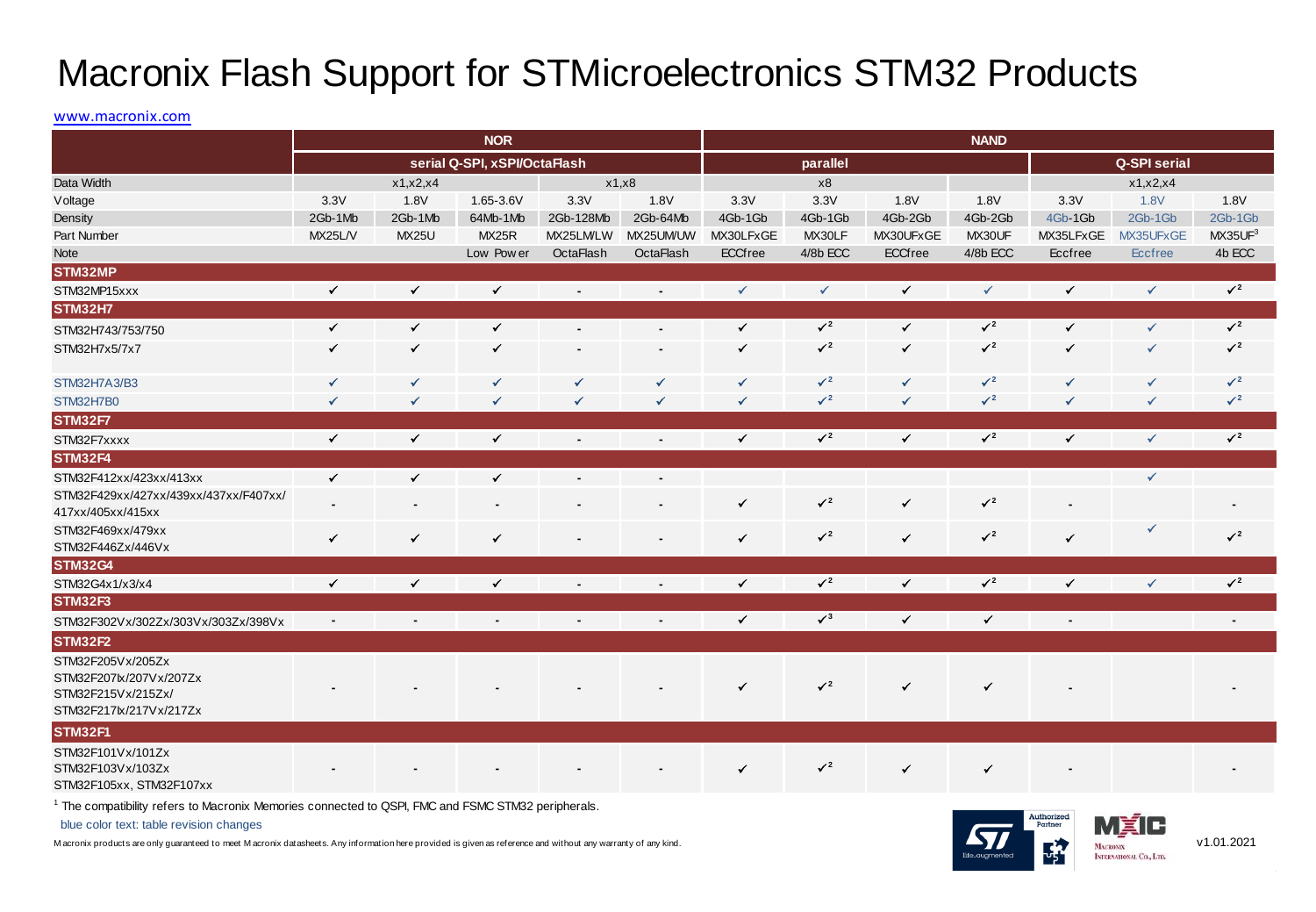# Macronix Flash Support for STMicroelectronics STM32 Products

www.macronix.com

| | NOR | | | | | NAND | | | | | | |
|---|---|---|---|---|---|---|---|---|---|---|---|---|
| | serial Q-SPI, xSPI/OctaFlash | | | | | parallel | | | | Q-SPI serial | | |
| Data Width | x1,x2,x4 | | | x1,x8 | | x8 | | | | x1,x2,x4 | | |
| Voltage | 3.3V | 1.8V | 1.65-3.6V | 3.3V | 1.8V | 3.3V | 3.3V | 1.8V | 1.8V | 3.3V | 1.8V | 1.8V |
| Density | 2Gb-1Mb | 2Gb-1Mb | 64Mb-1Mb | 2Gb-128Mb | 2Gb-64Mb | 4Gb-1Gb | 4Gb-1Gb | 4Gb-2Gb | 4Gb-2Gb | 4Gb-1Gb | 2Gb-1Gb | 2Gb-1Gb |
| Part Number | MX25L/V | MX25U | MX25R | MX25LM/LW | MX25UM/UW | MX30LFxGE | MX30LF | MX30UFxGE | MX30UF | MX35LFxGE | MX35UFxGE | MX35UF[3] |
| Note | | | Low Power | OctaFlash | OctaFlash | ECCfree | 4/8b ECC | ECCfree | 4/8b ECC | Eccfree | Eccfree | 4b ECC |
| **STM32MP** | | | | | | | | | | | | |
| STM32MP15xxx | ✓ | ✓ | ✓ | - | - | ✓ | ✓ | ✓ | ✓ | ✓ | ✓ | ✓[2] |
| **STM32H7** | | | | | | | | | | | | |
| STM32H743/753/750 | ✓ | ✓ | ✓ | - | - | ✓ | ✓[2] | ✓ | ✓[2] | ✓ | ✓ | ✓[2] |
| STM32H7x5/7x7 | ✓ | ✓ | ✓ | - | - | ✓ | ✓[2] | ✓ | ✓[2] | ✓ | ✓ | ✓[2] |
| STM32H7A3/B3 | ✓ | ✓ | ✓ | ✓ | ✓ | ✓ | ✓[2] | ✓ | ✓[2] | ✓ | ✓ | ✓[2] |
| STM32H7B0 | ✓ | ✓ | ✓ | ✓ | ✓ | ✓ | ✓[2] | ✓ | ✓[2] | ✓ | ✓ | ✓[2] |
| **STM32F7** | | | | | | | | | | | | |
| STM32F7xxxx | ✓ | ✓ | ✓ | - | - | ✓ | ✓[2] | ✓ | ✓[2] | ✓ | ✓ | ✓[2] |
| **STM32F4** | | | | | | | | | | | | |
| STM32F412xx/423xx/413xx | ✓ | ✓ | ✓ | - | - | | | | | | ✓ | |
| STM32F429xx/427xx/439xx/437xx/F407xx/417xx/405xx/415xx | - | - | - | - | - | ✓ | ✓[2] | ✓ | ✓[2] | - | | - |
| STM32F469xx/479xx STM32F446Zx/446Vx | ✓ | ✓ | ✓ | - | - | ✓ | ✓[2] | ✓ | ✓[2] | ✓ | ✓ | ✓[2] |
| **STM32G4** | | | | | | | | | | | | |
| STM32G4x1/x3/x4 | ✓ | ✓ | ✓ | - | - | ✓ | ✓[2] | ✓ | ✓[2] | ✓ | ✓ | ✓[2] |
| **STM32F3** | | | | | | | | | | | | |
| STM32F302Vx/302Zx/303Vx/303Zx/398Vx | - | - | - | - | - | ✓ | ✓[3] | ✓ | ✓ | - | | - |
| **STM32F2** | | | | | | | | | | | | |
| STM32F205Vx/205Zx STM32F207Ix/207Vx/207Zx STM32F215Vx/215Zx/ STM32F217Ix/217Vx/217Zx | - | - | - | - | - | ✓ | ✓[2] | ✓ | ✓ | - | | - |
| **STM32F1** | | | | | | | | | | | | |
| STM32F101Vx/101Zx STM32F103Vx/103Zx STM32F105xx, STM32F107xx | - | - | - | - | - | ✓ | ✓[2] | ✓ | ✓ | - | | - |

[1] The compatibility refers to Macronix Memories connected to QSPI, FMC and FSMC STM32 peripherals.

blue color text: table revision changes

Macronix products are only guaranteed to meet Macronix datasheets. Any information here provided is given as reference and without any warranty of any kind.

v1.01.2021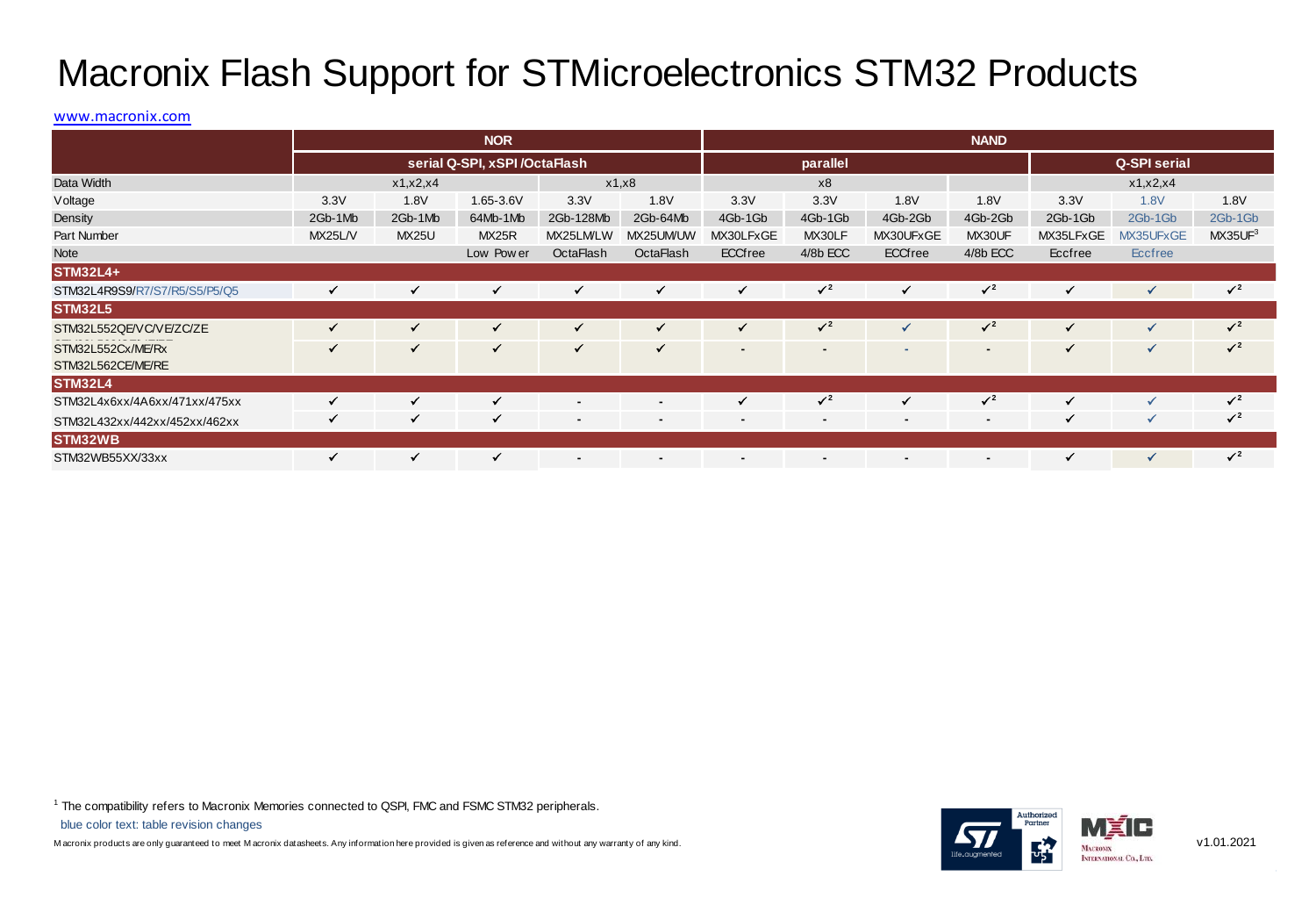# Macronix Flash Support for STMicroelectronics STM32 Products

www.macronix.com

| | NOR | | | | | NAND | | | | | | |
|---|---|---|---|---|---|---|---|---|---|---|---|---|
| | serial Q-SPI, xSPI /OctaFlash | | | | | parallel | | | | Q-SPI serial | | |
| Data Width | x1,x2,x4 | | | x1,x8 | | x8 | | | | x1,x2,x4 | | |
| Voltage | 3.3V | 1.8V | 1.65-3.6V | 3.3V | 1.8V | 3.3V | 3.3V | 1.8V | 1.8V | 3.3V | 1.8V | 1.8V |
| Density | 2Gb-1Mb | 2Gb-1Mb | 64Mb-1Mb | 2Gb-128Mb | 2Gb-64Mb | 4Gb-1Gb | 4Gb-1Gb | 4Gb-2Gb | 4Gb-2Gb | 2Gb-1Gb | 2Gb-1Gb | 2Gb-1Gb |
| Part Number | MX25L/V | MX25U | MX25R | MX25LM/LW | MX25UM/UW | MX30LFxGE | MX30LF | MX30UFxGE | MX30UF | MX35LFxGE | MX35UFxGE | MX35UF[3] |
| Note | | | Low Power | OctaFlash | OctaFlash | ECCfree | 4/8b ECC | ECCfree | 4/8b ECC | Eccfree | Eccfree | |
| **STM32L4+** | | | | | | | | | | | | |
| STM32L4R9S9/R7/S7/R5/S5/P5/Q5 | ✓ | ✓ | ✓ | ✓ | ✓ | ✓ | ✓[2] | ✓ | ✓[2] | ✓ | ✓ | ✓[2] |
| **STM32L5** | | | | | | | | | | | | |
| STM32L552QE/VC/VE/ZC/ZE | ✓ | ✓ | ✓ | ✓ | ✓ | ✓ | ✓[2] | ✓ | ✓[2] | ✓ | ✓ | ✓[2] |
| STM32L552Cx/ME/Rx STM32L562CE/ME/RE | ✓ | ✓ | ✓ | ✓ | ✓ | - | - | - | - | ✓ | ✓ | ✓[2] |
| **STM32L4** | | | | | | | | | | | | |
| STM32L4x6xx/4A6xx/471xx/475xx | ✓ | ✓ | ✓ | - | - | ✓ | ✓[2] | ✓ | ✓[2] | ✓ | ✓ | ✓[2] |
| STM32L432xx/442xx/452xx/462xx | ✓ | ✓ | ✓ | - | - | - | - | - | - | ✓ | ✓ | ✓[2] |
| **STM32WB** | | | | | | | | | | | | |
| STM32WB55XX/33xx | ✓ | ✓ | ✓ | - | - | - | - | - | - | ✓ | ✓ | ✓[2] |

[1] The compatibility refers to Macronix Memories connected to QSPI, FMC and FSMC STM32 peripherals.

blue color text: table revision changes

Macronix products are only guaranteed to meet Macronix datasheets. Any information here provided is given as reference and without any warranty of any kind.

v1.01.2021